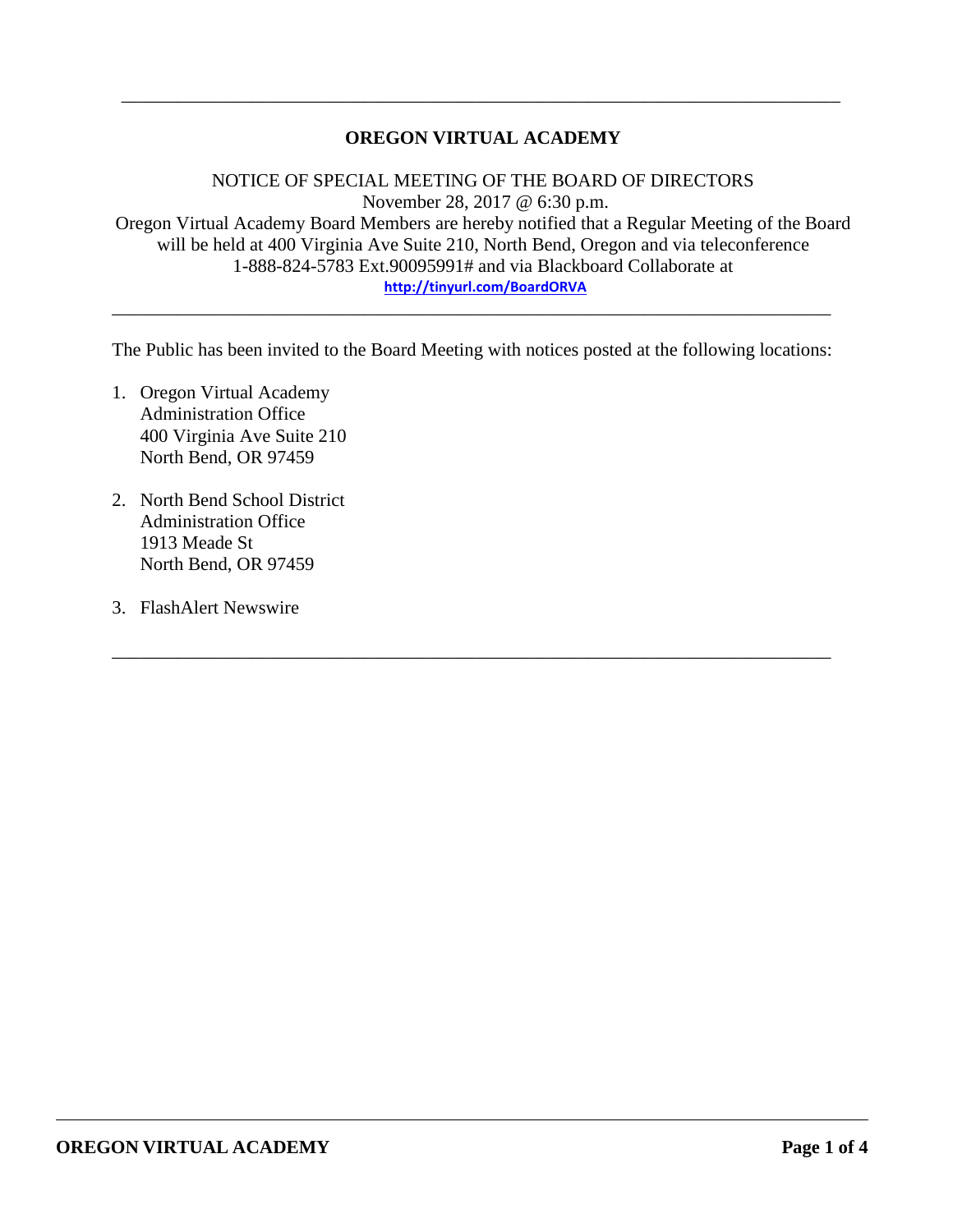# OREGON VIRTUAL ACADEMY

NOTICE OF SPECIAL MEETING OF THE BOARD OF DIRECTORS
November 28, 2017 @ 6:30 p.m.
Oregon Virtual Academy Board Members are hereby notified that a Regular Meeting of the Board will be held at 400 Virginia Ave Suite 210, North Bend, Oregon and via teleconference 1-888-824-5783 Ext.90095991# and via Blackboard Collaborate at
http://tinyurl.com/BoardORVA

---

The Public has been invited to the Board Meeting with notices posted at the following locations:

1. Oregon Virtual Academy
   Administration Office
   400 Virginia Ave Suite 210
   North Bend, OR 97459

2. North Bend School District
   Administration Office
   1913 Meade St
   North Bend, OR 97459

3. FlashAlert Newswire

---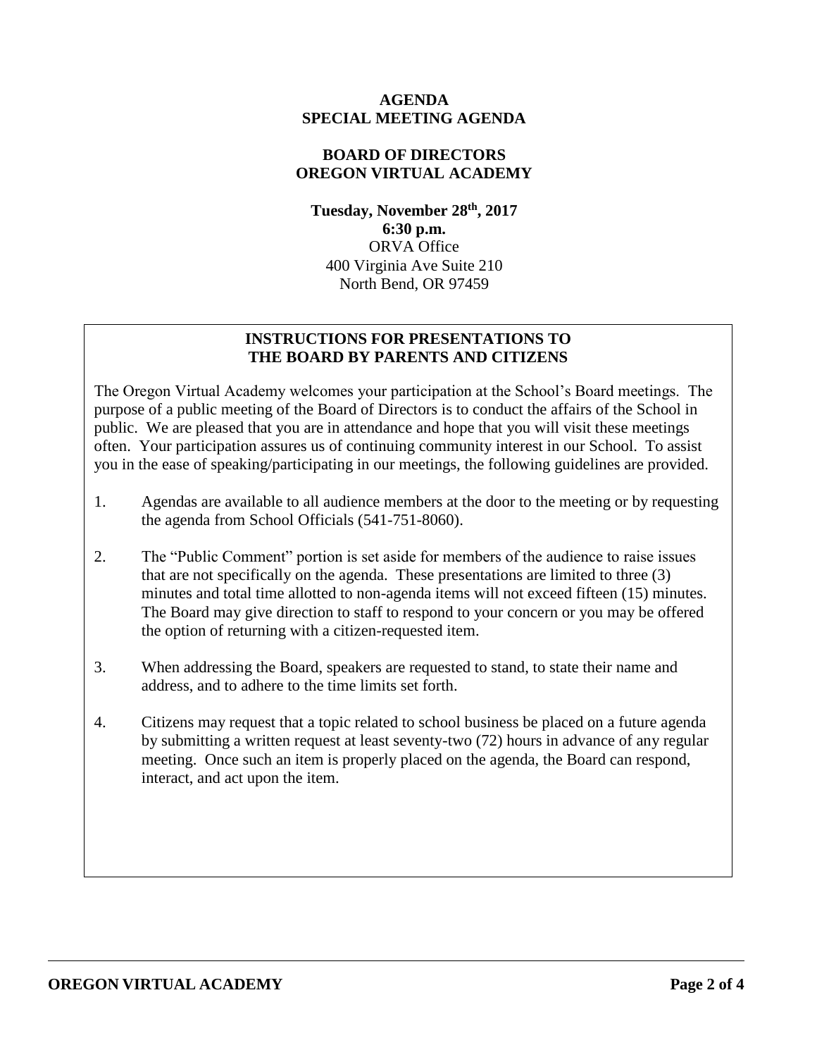**AGENDA**
**SPECIAL MEETING AGENDA**

**BOARD OF DIRECTORS**
**OREGON VIRTUAL ACADEMY**

**Tuesday, November 28th, 2017**
**6:30 p.m.**
ORVA Office
400 Virginia Ave Suite 210
North Bend, OR 97459

## INSTRUCTIONS FOR PRESENTATIONS TO THE BOARD BY PARENTS AND CITIZENS

The Oregon Virtual Academy welcomes your participation at the School's Board meetings. The purpose of a public meeting of the Board of Directors is to conduct the affairs of the School in public. We are pleased that you are in attendance and hope that you will visit these meetings often. Your participation assures us of continuing community interest in our School. To assist you in the ease of speaking/participating in our meetings, the following guidelines are provided.

1. Agendas are available to all audience members at the door to the meeting or by requesting the agenda from School Officials (541-751-8060).

2. The "Public Comment" portion is set aside for members of the audience to raise issues that are not specifically on the agenda. These presentations are limited to three (3) minutes and total time allotted to non-agenda items will not exceed fifteen (15) minutes. The Board may give direction to staff to respond to your concern or you may be offered the option of returning with a citizen-requested item.

3. When addressing the Board, speakers are requested to stand, to state their name and address, and to adhere to the time limits set forth.

4. Citizens may request that a topic related to school business be placed on a future agenda by submitting a written request at least seventy-two (72) hours in advance of any regular meeting. Once such an item is properly placed on the agenda, the Board can respond, interact, and act upon the item.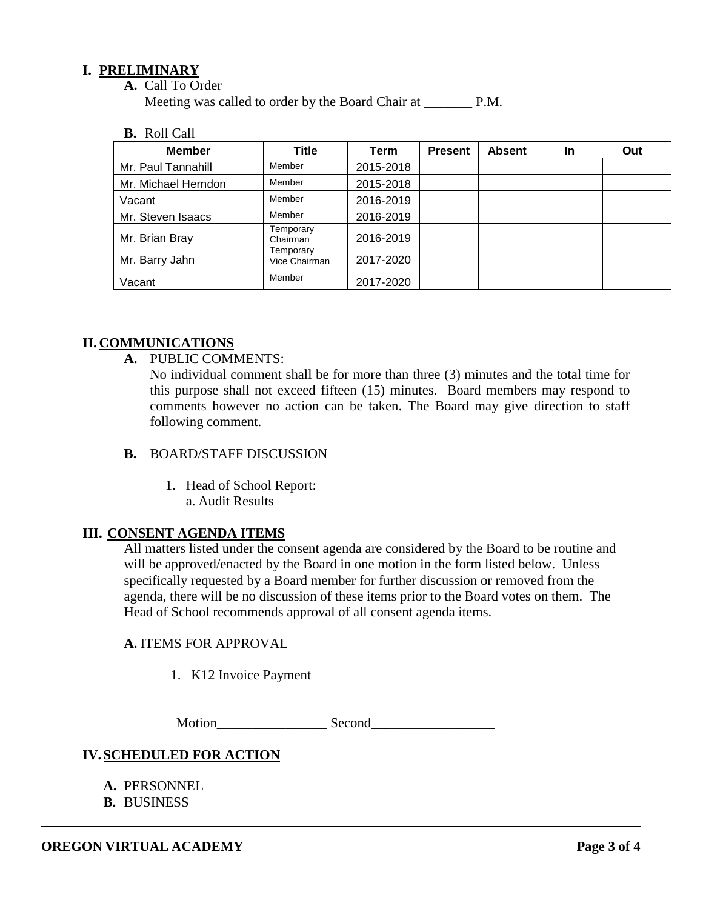## I. PRELIMINARY

**A.** Call To Order

Meeting was called to order by the Board Chair at _______ P.M.

**B.** Roll Call

| Member | Title | Term | Present | Absent | In | Out |
|---|---|---|---|---|---|---|
| Mr. Paul Tannahill | Member | 2015-2018 | | | | |
| Mr. Michael Herndon | Member | 2015-2018 | | | | |
| Vacant | Member | 2016-2019 | | | | |
| Mr. Steven Isaacs | Member | 2016-2019 | | | | |
| Mr. Brian Bray | Temporary Chairman | 2016-2019 | | | | |
| Mr. Barry Jahn | Temporary Vice Chairman | 2017-2020 | | | | |
| Vacant | Member | 2017-2020 | | | | |

## II. COMMUNICATIONS

**A.** PUBLIC COMMENTS:

No individual comment shall be for more than three (3) minutes and the total time for this purpose shall not exceed fifteen (15) minutes. Board members may respond to comments however no action can be taken. The Board may give direction to staff following comment.

**B.** BOARD/STAFF DISCUSSION

1. Head of School Report:
   a. Audit Results

## III. CONSENT AGENDA ITEMS

All matters listed under the consent agenda are considered by the Board to be routine and will be approved/enacted by the Board in one motion in the form listed below. Unless specifically requested by a Board member for further discussion or removed from the agenda, there will be no discussion of these items prior to the Board votes on them. The Head of School recommends approval of all consent agenda items.

**A.** ITEMS FOR APPROVAL

1. K12 Invoice Payment

Motion________________ Second__________________

## IV. SCHEDULED FOR ACTION

**A.** PERSONNEL

**B.** BUSINESS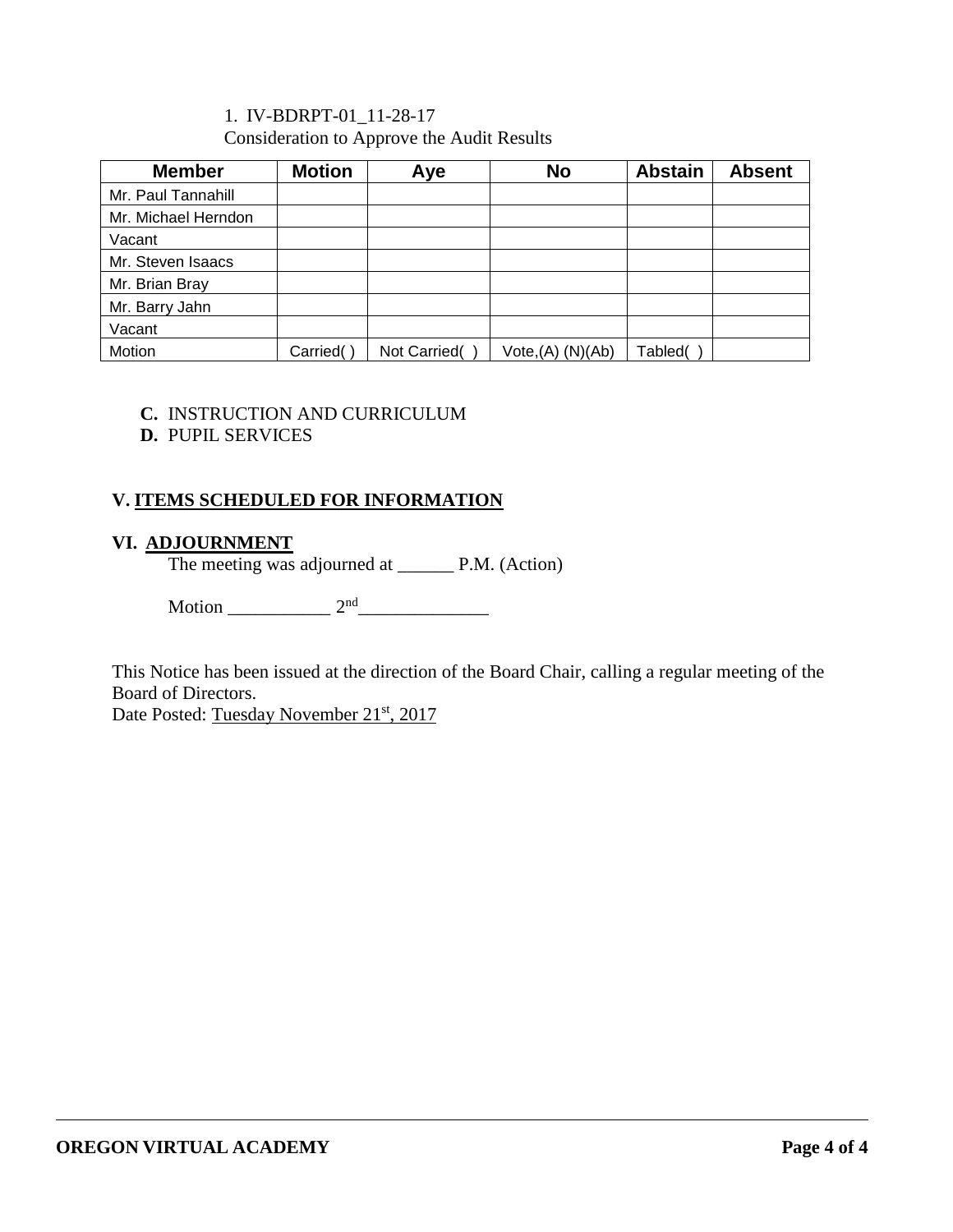1. IV-BDRPT-01_11-28-17
Consideration to Approve the Audit Results

| Member | Motion | Aye | No | Abstain | Absent |
|---|---|---|---|---|---|
| Mr. Paul Tannahill | | | | | |
| Mr. Michael Herndon | | | | | |
| Vacant | | | | | |
| Mr. Steven Isaacs | | | | | |
| Mr. Brian Bray | | | | | |
| Mr. Barry Jahn | | | | | |
| Vacant | | | | | |
| Motion | Carried( ) | Not Carried( ) | Vote,(A) (N)(Ab) | Tabled( ) | |

**C.** INSTRUCTION AND CURRICULUM

**D.** PUPIL SERVICES

## V. ITEMS SCHEDULED FOR INFORMATION

## VI. ADJOURNMENT

The meeting was adjourned at ______ P.M. (Action)

Motion ___________ 2nd______________

This Notice has been issued at the direction of the Board Chair, calling a regular meeting of the Board of Directors.

Date Posted: Tuesday November 21st, 2017